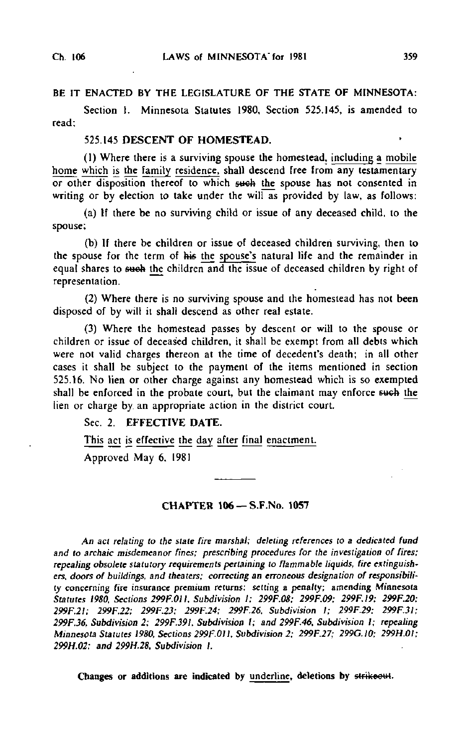BE IT ENACTED BY THE LEGISLATURE OF THE STATE OF MINNESOTA:

Section 1. Minnesota Statutes 1980, Section 525.145, is amended to read:

**525.145 DESCENT OF HOMESTEAD.**

(1) Where there is a surviving spouse the homestead<u>, including a mobile home which is the family residence,</u> shall descend free from any testamentary or other disposition thereof to which ~~such~~ <u>the</u> spouse has not consented in writing or by election to take under the will as provided by law, as follows:

(a) If there be no surviving child or issue of any deceased child, to the spouse;

(b) If there be children or issue of deceased children surviving, then to the spouse for the term of ~~his~~ <u>the spouse's</u> natural life and the remainder in equal shares to ~~such~~ <u>the</u> children and the issue of deceased children by right of representation.

(2) Where there is no surviving spouse and the homestead has not been disposed of by will it shall descend as other real estate.

(3) Where the homestead passes by descent or will to the spouse or children or issue of deceased children, it shall be exempt from all debts which were not valid charges thereon at the time of decedent's death; in all other cases it shall be subject to the payment of the items mentioned in section 525.16. No lien or other charge against any homestead which is so exempted shall be enforced in the probate court, but the claimant may enforce ~~such~~ <u>the</u> lien or charge by an appropriate action in the district court.

Sec. 2. **EFFECTIVE DATE.**

<u>This act is effective the day after final enactment.</u>

Approved May 6, 1981

---

## CHAPTER 106 — S.F.No. 1057

*An act relating to the state fire marshal; deleting references to a dedicated fund and to archaic misdemeanor fines; prescribing procedures for the investigation of fires; repealing obsolete statutory requirements pertaining to flammable liquids, fire extinguishers, doors of buildings, and theaters; correcting an erroneous designation of responsibility concerning fire insurance premium returns; setting a penalty; amending Minnesota Statutes 1980, Sections 299F.011, Subdivision 1; 299F.08; 299F.09; 299F.19; 299F.20; 299F.21; 299F.22; 299F.23; 299F.24; 299F.26, Subdivision 1; 299F.29; 299F.31; 299F.36, Subdivision 2; 299F.391, Subdivision 1; and 299F.46, Subdivision 1; repealing Minnesota Statutes 1980, Sections 299F.011, Subdivision 2; 299F.27; 299G.10; 299H.01; 299H.02; and 299H.28, Subdivision 1.*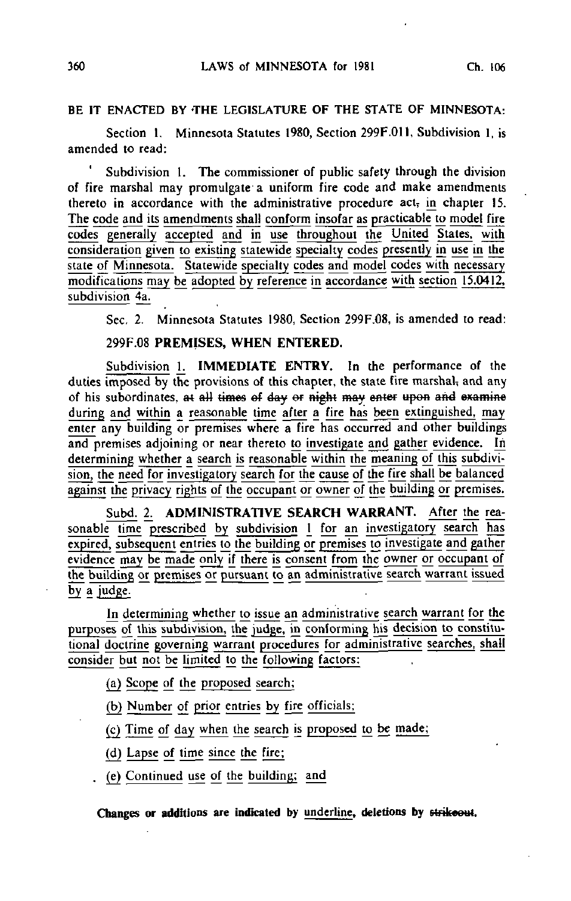BE IT ENACTED BY THE LEGISLATURE OF THE STATE OF MINNESOTA:

Section 1. Minnesota Statutes 1980, Section 299F.011, Subdivision 1, is amended to read:

Subdivision 1. The commissioner of public safety through the division of fire marshal may promulgate a uniform fire code and make amendments thereto in accordance with the administrative procedure act~~,~~ in chapter 15. The code and its amendments shall conform insofar as practicable to model fire codes generally accepted and in use throughout the United States, with consideration given to existing statewide specialty codes presently in use in the state of Minnesota. Statewide specialty codes and model codes with necessary modifications may be adopted by reference in accordance with section 15.0412, subdivision 4a.

Sec. 2. Minnesota Statutes 1980, Section 299F.08, is amended to read:

299F.08 **PREMISES, WHEN ENTERED.**

Subdivision 1. **IMMEDIATE ENTRY.** In the performance of the duties imposed by the provisions of this chapter, the state fire marshal~~,~~ and any of his subordinates, ~~at all times of day or night may enter upon and examine~~ during and within a reasonable time after a fire has been extinguished, may enter any building or premises where a fire has occurred and other buildings and premises adjoining or near thereto to investigate and gather evidence. In determining whether a search is reasonable within the meaning of this subdivision, the need for investigatory search for the cause of the fire shall be balanced against the privacy rights of the occupant or owner of the building or premises.

Subd. 2. **ADMINISTRATIVE SEARCH WARRANT.** After the reasonable time prescribed by subdivision 1 for an investigatory search has expired, subsequent entries to the building or premises to investigate and gather evidence may be made only if there is consent from the owner or occupant of the building or premises or pursuant to an administrative search warrant issued by a judge.

In determining whether to issue an administrative search warrant for the purposes of this subdivision, the judge, in conforming his decision to constitutional doctrine governing warrant procedures for administrative searches, shall consider but not be limited to the following factors:

(a) Scope of the proposed search;

(b) Number of prior entries by fire officials;

(c) Time of day when the search is proposed to be made;

(d) Lapse of time since the fire;

(e) Continued use of the building; and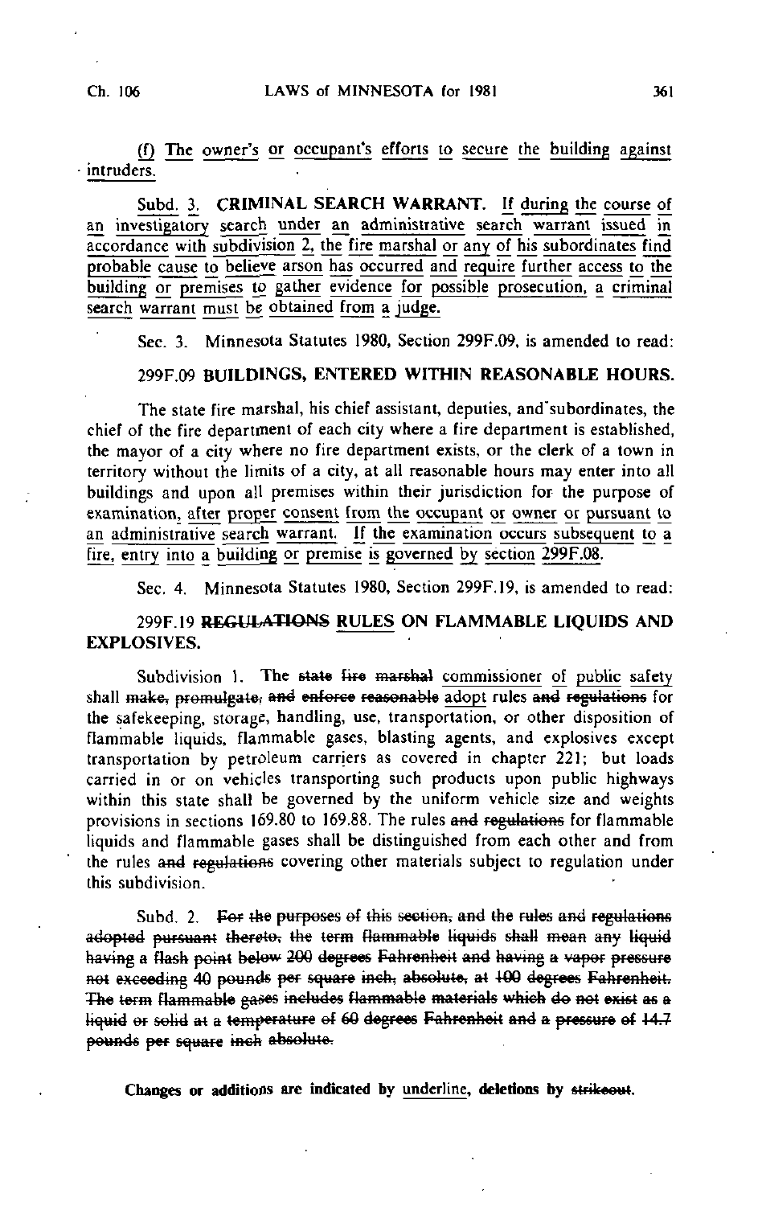<u>(f) The owner's or occupant's efforts to secure the building against intruders.</u>

<u>Subd. 3.</u> **<u>CRIMINAL SEARCH WARRANT.</u>** <u>If during the course of an investigatory search under an administrative search warrant issued in accordance with subdivision 2, the fire marshal or any of his subordinates find probable cause to believe arson has occurred and require further access to the building or premises to gather evidence for possible prosecution, a criminal search warrant must be obtained from a judge.</u>

Sec. 3. Minnesota Statutes 1980, Section 299F.09, is amended to read:

299F.09 **BUILDINGS, ENTERED WITHIN REASONABLE HOURS.**

The state fire marshal, his chief assistant, deputies, and subordinates, the chief of the fire department of each city where a fire department is established, the mayor of a city where no fire department exists, or the clerk of a town in territory without the limits of a city, at all reasonable hours may enter into all buildings and upon all premises within their jurisdiction for the purpose of examination, <u>after proper consent from the occupant or owner or pursuant to an administrative search warrant. If the examination occurs subsequent to a fire, entry into a building or premise is governed by section 299F.08.</u>

Sec. 4. Minnesota Statutes 1980, Section 299F.19, is amended to read:

299F.19 **~~REGULATIONS~~ <u>RULES</u> ON FLAMMABLE LIQUIDS AND EXPLOSIVES.**

Subdivision 1. The ~~state fire marshal~~ <u>commissioner of public safety</u> shall ~~make, promulgate, and enforce reasonable~~ <u>adopt</u> rules ~~and regulations~~ for the safekeeping, storage, handling, use, transportation, or other disposition of flammable liquids, flammable gases, blasting agents, and explosives except transportation by petroleum carriers as covered in chapter 221; but loads carried in or on vehicles transporting such products upon public highways within this state shall be governed by the uniform vehicle size and weights provisions in sections 169.80 to 169.88. The rules ~~and regulations~~ for flammable liquids and flammable gases shall be distinguished from each other and from the rules ~~and regulations~~ covering other materials subject to regulation under this subdivision.

Subd. 2. ~~For the purposes of this section, and the rules and regulations adopted pursuant thereto, the term flammable liquids shall mean any liquid having a flash point below 200 degrees Fahrenheit and having a vapor pressure not exceeding 40 pounds per square inch, absolute, at 100 degrees Fahrenheit. The term flammable gases includes flammable materials which do not exist as a liquid or solid at a temperature of 60 degrees Fahrenheit and a pressure of 14.7 pounds per square inch absolute.~~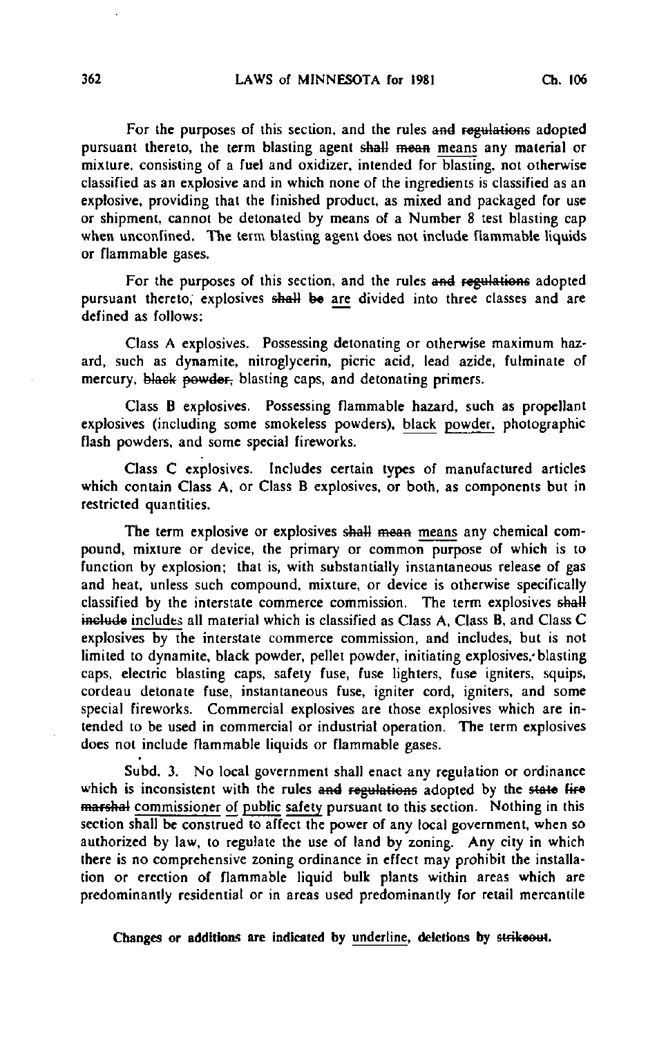For the purposes of this section, and the rules ~~and regulations~~ adopted pursuant thereto, the term blasting agent ~~shall mean~~ means any material or mixture, consisting of a fuel and oxidizer, intended for blasting, not otherwise classified as an explosive and in which none of the ingredients is classified as an explosive, providing that the finished product, as mixed and packaged for use or shipment, cannot be detonated by means of a Number 8 test blasting cap when unconfined. The term blasting agent does not include flammable liquids or flammable gases.

For the purposes of this section, and the rules ~~and regulations~~ adopted pursuant thereto, explosives ~~shall be~~ are divided into three classes and are defined as follows:

Class A explosives. Possessing detonating or otherwise maximum hazard, such as dynamite, nitroglycerin, picric acid, lead azide, fulminate of mercury, ~~black powder,~~ blasting caps, and detonating primers.

Class B explosives. Possessing flammable hazard, such as propellant explosives (including some smokeless powders), black powder, photographic flash powders, and some special fireworks.

Class C explosives. Includes certain types of manufactured articles which contain Class A, or Class B explosives, or both, as components but in restricted quantities.

The term explosive or explosives ~~shall mean~~ means any chemical compound, mixture or device, the primary or common purpose of which is to function by explosion; that is, with substantially instantaneous release of gas and heat, unless such compound, mixture, or device is otherwise specifically classified by the interstate commerce commission. The term explosives ~~shall include~~ includes all material which is classified as Class A, Class B, and Class C explosives by the interstate commerce commission, and includes, but is not limited to dynamite, black powder, pellet powder, initiating explosives, blasting caps, electric blasting caps, safety fuse, fuse lighters, fuse igniters, squips, cordeau detonate fuse, instantaneous fuse, igniter cord, igniters, and some special fireworks. Commercial explosives are those explosives which are intended to be used in commercial or industrial operation. The term explosives does not include flammable liquids or flammable gases.

Subd. 3. No local government shall enact any regulation or ordinance which is inconsistent with the rules ~~and regulations~~ adopted by the ~~state fire marshal~~ commissioner of public safety pursuant to this section. Nothing in this section shall be construed to affect the power of any local government, when so authorized by law, to regulate the use of land by zoning. Any city in which there is no comprehensive zoning ordinance in effect may prohibit the installation or erection of flammable liquid bulk plants within areas which are predominantly residential or in areas used predominantly for retail mercantile

Changes or additions are indicated by underline, deletions by ~~strikeout~~.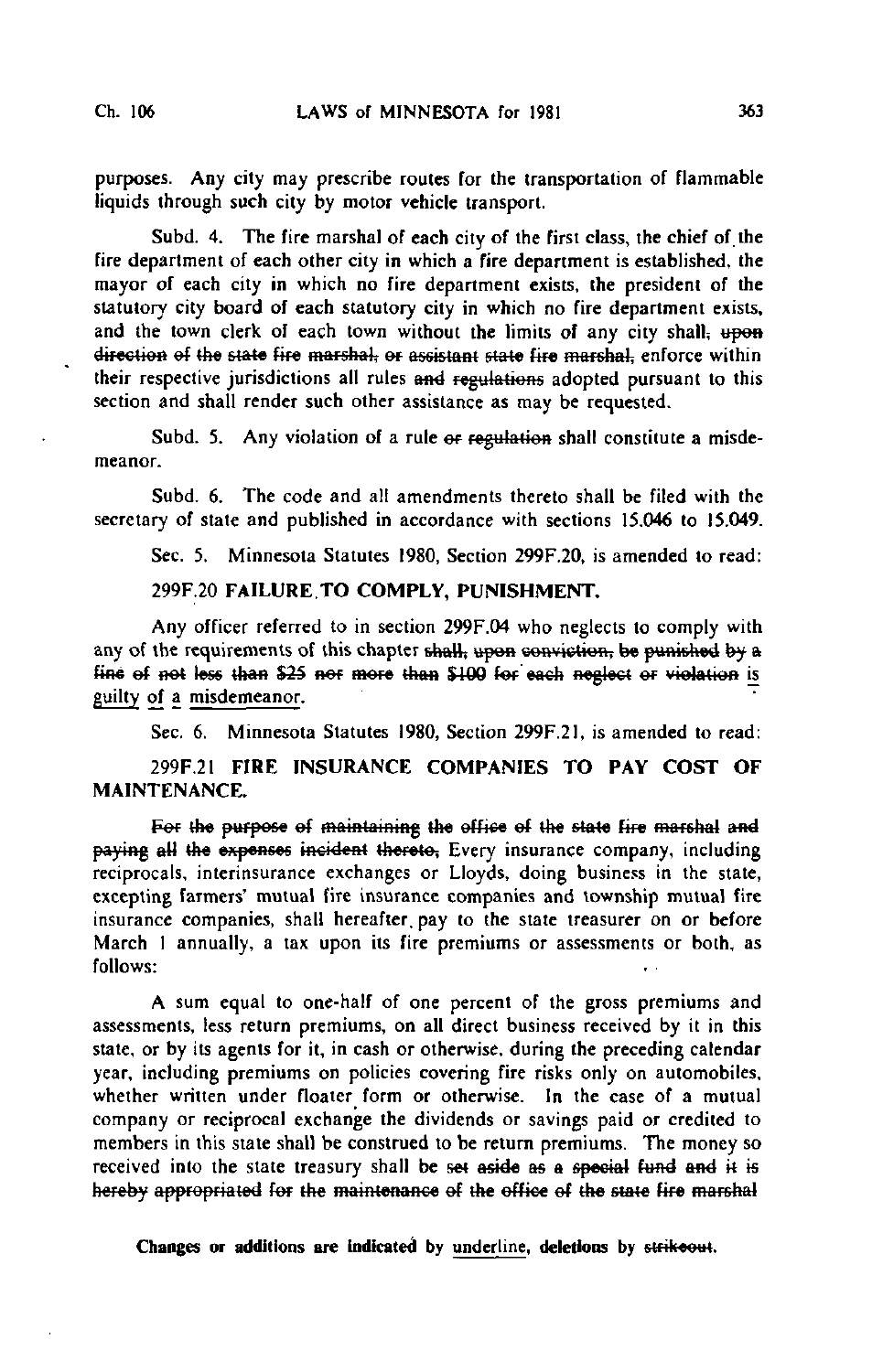purposes. Any city may prescribe routes for the transportation of flammable liquids through such city by motor vehicle transport.

Subd. 4. The fire marshal of each city of the first class, the chief of the fire department of each other city in which a fire department is established, the mayor of each city in which no fire department exists, the president of the statutory city board of each statutory city in which no fire department exists, and the town clerk of each town without the limits of any city shall~~, upon direction of the state fire marshal, or assistant state fire marshal,~~ enforce within their respective jurisdictions all rules ~~and regulations~~ adopted pursuant to this section and shall render such other assistance as may be requested.

Subd. 5. Any violation of a rule ~~or regulation~~ shall constitute a misdemeanor.

Subd. 6. The code and all amendments thereto shall be filed with the secretary of state and published in accordance with sections 15.046 to 15.049.

Sec. 5. Minnesota Statutes 1980, Section 299F.20, is amended to read:

## 299F.20 FAILURE TO COMPLY, PUNISHMENT.

Any officer referred to in section 299F.04 who neglects to comply with any of the requirements of this chapter ~~shall, upon conviction, be punished by a fine of not less than $25 nor more than $100 for each neglect or violation~~ <u>is guilty of a misdemeanor</u>.

Sec. 6. Minnesota Statutes 1980, Section 299F.21, is amended to read:

## 299F.21 FIRE INSURANCE COMPANIES TO PAY COST OF MAINTENANCE.

~~For the purpose of maintaining the office of the state fire marshal and paying all the expenses incident thereto,~~ Every insurance company, including reciprocals, interinsurance exchanges or Lloyds, doing business in the state, excepting farmers' mutual fire insurance companies and township mutual fire insurance companies, shall hereafter pay to the state treasurer on or before March 1 annually, a tax upon its fire premiums or assessments or both, as follows:

A sum equal to one-half of one percent of the gross premiums and assessments, less return premiums, on all direct business received by it in this state, or by its agents for it, in cash or otherwise, during the preceding calendar year, including premiums on policies covering fire risks only on automobiles, whether written under floater form or otherwise. In the case of a mutual company or reciprocal exchange the dividends or savings paid or credited to members in this state shall be construed to be return premiums. The money so received into the state treasury shall be ~~set aside as a special fund and it is hereby appropriated for the maintenance of the office of the state fire marshal~~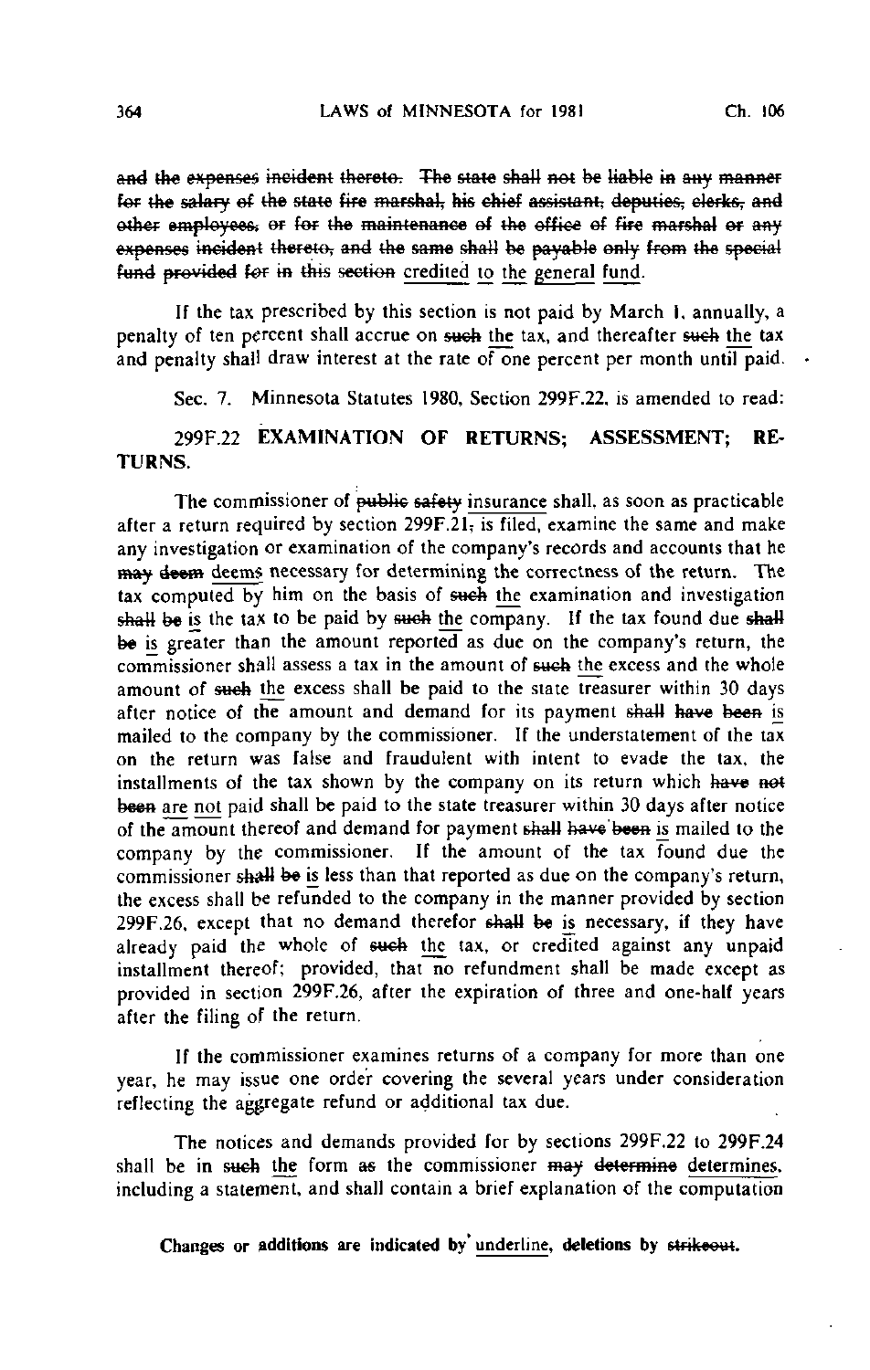~~and the expenses incident thereto. The state shall not be liable in any manner for the salary of the state fire marshal, his chief assistant, deputies, clerks, and other employees, or for the maintenance of the office of fire marshal or any expenses incident thereto, and the same shall be payable only from the special fund provided for in this section~~ <u>credited to the general fund</u>.

If the tax prescribed by this section is not paid by March 1, annually, a penalty of ten percent shall accrue on ~~such~~ <u>the</u> tax, and thereafter ~~such~~ <u>the</u> tax and penalty shall draw interest at the rate of one percent per month until paid.

Sec. 7. Minnesota Statutes 1980, Section 299F.22, is amended to read:

299F.22 EXAMINATION OF RETURNS; ASSESSMENT; RETURNS.

The commissioner of ~~public safety~~ <u>insurance</u> shall, as soon as practicable after a return required by section 299F.21~~,~~ is filed, examine the same and make any investigation or examination of the company's records and accounts that he ~~may deem~~ <u>deems</u> necessary for determining the correctness of the return. The tax computed by him on the basis of ~~such~~ <u>the</u> examination and investigation ~~shall be~~ <u>is</u> the tax to be paid by ~~such~~ <u>the</u> company. If the tax found due ~~shall be~~ <u>is</u> greater than the amount reported as due on the company's return, the commissioner shall assess a tax in the amount of ~~such~~ <u>the</u> excess and the whole amount of ~~such~~ <u>the</u> excess shall be paid to the state treasurer within 30 days after notice of the amount and demand for its payment ~~shall have been~~ <u>is</u> mailed to the company by the commissioner. If the understatement of the tax on the return was false and fraudulent with intent to evade the tax, the installments of the tax shown by the company on its return which ~~have not been~~ <u>are not</u> paid shall be paid to the state treasurer within 30 days after notice of the amount thereof and demand for payment ~~shall have been~~ <u>is</u> mailed to the company by the commissioner. If the amount of the tax found due the commissioner ~~shall be~~ <u>is</u> less than that reported as due on the company's return, the excess shall be refunded to the company in the manner provided by section 299F.26, except that no demand therefor ~~shall be~~ <u>is</u> necessary, if they have already paid the whole of ~~such~~ <u>the</u> tax, or credited against any unpaid installment thereof; provided, that no refundment shall be made except as provided in section 299F.26, after the expiration of three and one-half years after the filing of the return.

If the commissioner examines returns of a company for more than one year, he may issue one order covering the several years under consideration reflecting the aggregate refund or additional tax due.

The notices and demands provided for by sections 299F.22 to 299F.24 shall be in ~~such~~ <u>the</u> form ~~as~~ the commissioner ~~may determine~~ <u>determines</u>, including a statement, and shall contain a brief explanation of the computation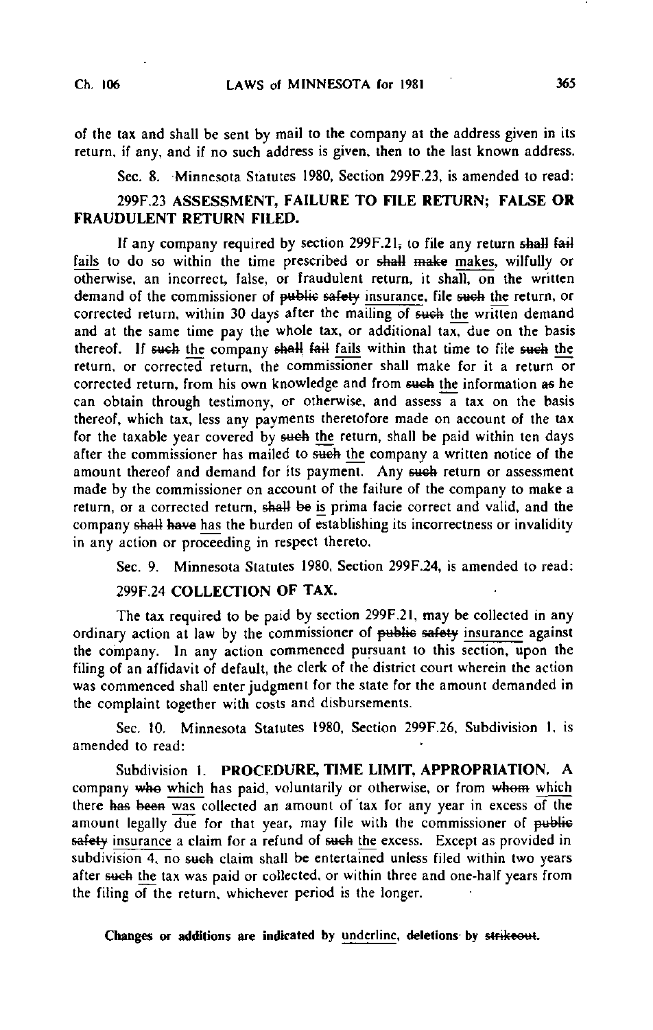of the tax and shall be sent by mail to the company at the address given in its return, if any, and if no such address is given, then to the last known address.

Sec. 8. Minnesota Statutes 1980, Section 299F.23, is amended to read:

**299F.23 ASSESSMENT, FAILURE TO FILE RETURN; FALSE OR FRAUDULENT RETURN FILED.**

If any company required by section 299F.21~~,~~ to file any return ~~shall fail~~ <u>fails</u> to do so within the time prescribed or ~~shall make~~ <u>makes</u>, wilfully or otherwise, an incorrect, false, or fraudulent return, it shall, on the written demand of the commissioner of ~~public safety~~ <u>insurance</u>, file ~~such~~ <u>the</u> return, or corrected return, within 30 days after the mailing of ~~such~~ <u>the</u> written demand and at the same time pay the whole tax, or additional tax, due on the basis thereof. If ~~such~~ <u>the</u> company ~~shall fail~~ <u>fails</u> within that time to file ~~such~~ <u>the</u> return, or corrected return, the commissioner shall make for it a return or corrected return, from his own knowledge and from ~~such~~ <u>the</u> information ~~as~~ he can obtain through testimony, or otherwise, and assess a tax on the basis thereof, which tax, less any payments theretofore made on account of the tax for the taxable year covered by ~~such~~ <u>the</u> return, shall be paid within ten days after the commissioner has mailed to ~~such~~ <u>the</u> company a written notice of the amount thereof and demand for its payment. Any ~~such~~ return or assessment made by the commissioner on account of the failure of the company to make a return, or a corrected return, ~~shall be~~ <u>is</u> prima facie correct and valid, and the company ~~shall have~~ <u>has</u> the burden of establishing its incorrectness or invalidity in any action or proceeding in respect thereto.

Sec. 9. Minnesota Statutes 1980, Section 299F.24, is amended to read:

**299F.24 COLLECTION OF TAX.**

The tax required to be paid by section 299F.21, may be collected in any ordinary action at law by the commissioner of ~~public safety~~ <u>insurance</u> against the company. In any action commenced pursuant to this section, upon the filing of an affidavit of default, the clerk of the district court wherein the action was commenced shall enter judgment for the state for the amount demanded in the complaint together with costs and disbursements.

Sec. 10. Minnesota Statutes 1980, Section 299F.26, Subdivision 1, is amended to read:

Subdivision 1. **PROCEDURE, TIME LIMIT, APPROPRIATION.** A company ~~who~~ <u>which</u> has paid, voluntarily or otherwise, or from ~~whom~~ <u>which</u> there ~~has been~~ <u>was</u> collected an amount of tax for any year in excess of the amount legally due for that year, may file with the commissioner of ~~public safety~~ <u>insurance</u> a claim for a refund of ~~such~~ <u>the</u> excess. Except as provided in subdivision 4, no ~~such~~ claim shall be entertained unless filed within two years after ~~such~~ <u>the</u> tax was paid or collected, or within three and one-half years from the filing of the return, whichever period is the longer.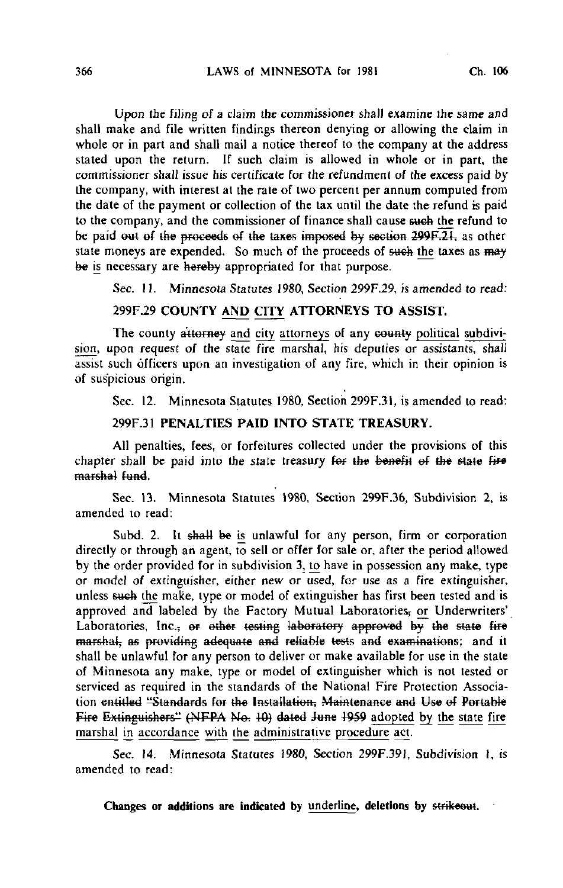Upon the filing of a claim the commissioner shall examine the same and shall make and file written findings thereon denying or allowing the claim in whole or in part and shall mail a notice thereof to the company at the address stated upon the return. If such claim is allowed in whole or in part, the commissioner shall issue his certificate for the refundment of the excess paid by the company, with interest at the rate of two percent per annum computed from the date of the payment or collection of the tax until the date the refund is paid to the company, and the commissioner of finance shall cause ~~such~~ <u>the</u> refund to be paid ~~out of the proceeds of the taxes imposed by section 299F.21,~~ as other state moneys are expended. So much of the proceeds of ~~such~~ <u>the</u> taxes as ~~may be~~ <u>is</u> necessary are ~~hereby~~ appropriated for that purpose.

*Sec. 11. Minnesota Statutes 1980, Section 299F.29, is amended to read:*

**299F.29 COUNTY <u>AND CITY</u> ATTORNEYS TO ASSIST.**

The county ~~attorney~~ <u>and city attorneys</u> of any ~~county~~ <u>political subdivision</u>, upon request of the state fire marshal, his deputies or assistants, shall assist such officers upon an investigation of any fire, which in their opinion is of suspicious origin.

Sec. 12. Minnesota Statutes 1980, Section 299F.31, is amended to read:

**299F.31 PENALTIES PAID INTO STATE TREASURY.**

All penalties, fees, or forfeitures collected under the provisions of this chapter shall be paid into the state treasury ~~for the benefit of the state fire marshal fund.~~

Sec. 13. Minnesota Statutes 1980, Section 299F.36, Subdivision 2, is amended to read:

Subd. 2. It ~~shall be~~ <u>is</u> unlawful for any person, firm or corporation directly or through an agent, to sell or offer for sale or, after the period allowed by the order provided for in subdivision 3, <u>to</u> have in possession any make, type or model of extinguisher, either new or used, for use as a fire extinguisher, unless ~~such~~ <u>the</u> make, type or model of extinguisher has first been tested and is approved and labeled by the Factory Mutual Laboratories~~,~~ <u>or</u> Underwriters' Laboratories, Inc.~~, or other testing laboratory approved by the state fire marshal, as providing adequate and reliable tests and examinations~~; and it shall be unlawful for any person to deliver or make available for use in the state of Minnesota any make, type or model of extinguisher which is not tested or serviced as required in the standards of the National Fire Protection Association ~~entitled "Standards for the Installation, Maintenance and Use of Portable Fire Extinguishers" (NFPA No. 10) dated June 1959~~ <u>adopted by the state fire marshal in accordance with the administrative procedure act</u>.

*Sec. 14. Minnesota Statutes 1980, Section 299F.391, Subdivision 1, is amended to read:*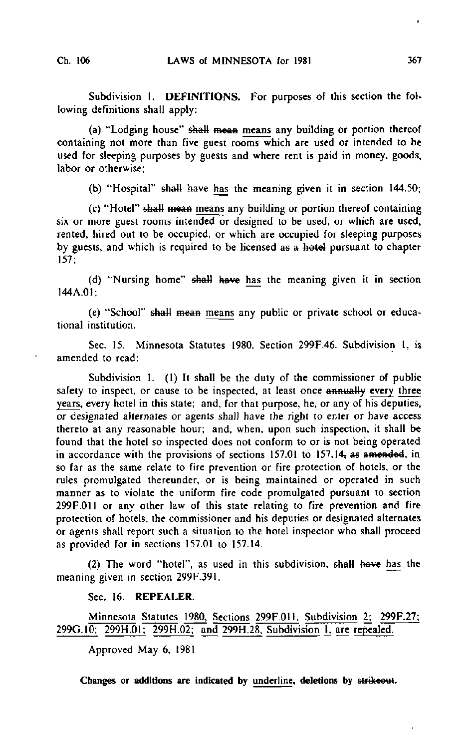Subdivision 1. **DEFINITIONS.** For purposes of this section the following definitions shall apply:

(a) "Lodging house" ~~shall mean~~ <u>means</u> any building or portion thereof containing not more than five guest rooms which are used or intended to be used for sleeping purposes by guests and where rent is paid in money, goods, labor or otherwise;

(b) "Hospital" ~~shall have~~ <u>has</u> the meaning given it in section 144.50;

(c) "Hotel" ~~shall mean~~ <u>means</u> any building or portion thereof containing six or more guest rooms intended or designed to be used, or which are used, rented, hired out to be occupied, or which are occupied for sleeping purposes by guests, and which is required to be licensed ~~as a hotel~~ pursuant to chapter 157;

(d) "Nursing home" ~~shall have~~ <u>has</u> the meaning given it in section 144A.01;

(e) "School" ~~shall mean~~ <u>means</u> any public or private school or educational institution.

Sec. 15. Minnesota Statutes 1980, Section 299F.46, Subdivision 1, is amended to read:

Subdivision 1. (1) It shall be the duty of the commissioner of public safety to inspect, or cause to be inspected, at least once ~~annually~~ <u>every three years</u>, every hotel in this state; and, for that purpose, he, or any of his deputies, or designated alternates or agents shall have the right to enter or have access thereto at any reasonable hour; and, when, upon such inspection, it shall be found that the hotel so inspected does not conform to or is not being operated in accordance with the provisions of sections 157.01 to 157.14~~, as amended~~, in so far as the same relate to fire prevention or fire protection of hotels, or the rules promulgated thereunder, or is being maintained or operated in such manner as to violate the uniform fire code promulgated pursuant to section 299F.011 or any other law of this state relating to fire prevention and fire protection of hotels, the commissioner and his deputies or designated alternates or agents shall report such a situation to the hotel inspector who shall proceed as provided for in sections 157.01 to 157.14.

(2) The word "hotel", as used in this subdivision, ~~shall have~~ <u>has</u> the meaning given in section 299F.391.

Sec. 16. **REPEALER.**

<u>Minnesota Statutes 1980, Sections 299F.011, Subdivision 2; 299F.27; 299G.10; 299H.01; 299H.02; and 299H.28, Subdivision 1, are repealed.</u>

Approved May 6, 1981

**Changes or additions are indicated by <u>underline</u>, deletions by ~~strikeout~~.**